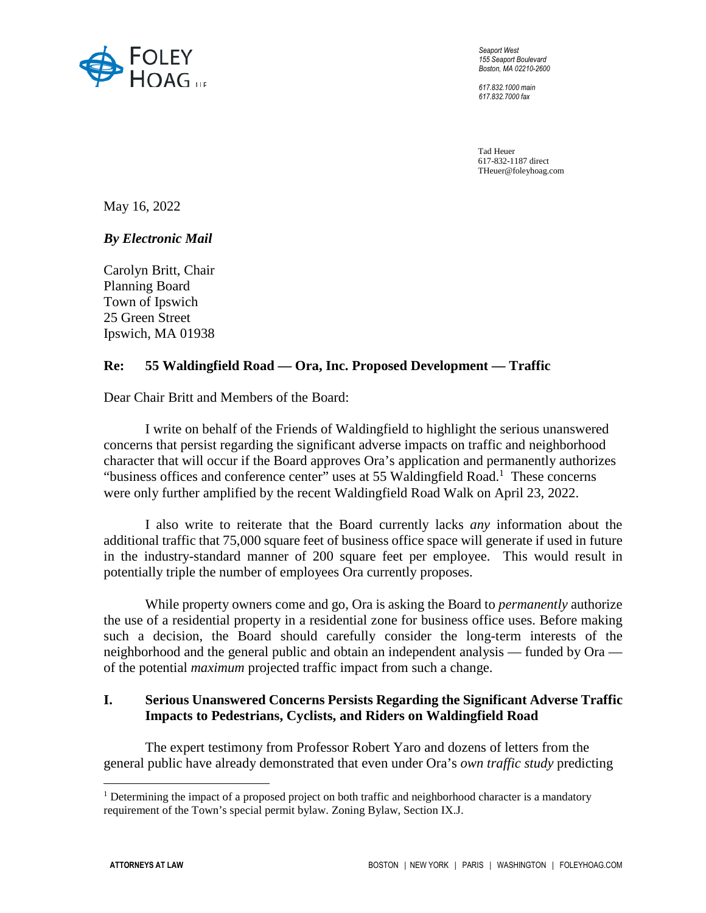Seaport West
155 Seaport Boulevard
Boston, MA 02210-2600

617.832.1000 main
617.832.7000 fax

Tad Heuer
617-832-1187 direct
THeuer@foleyhoag.com

May 16, 2022

***By Electronic Mail***

Carolyn Britt, Chair
Planning Board
Town of Ipswich
25 Green Street
Ipswich, MA 01938

**Re: 55 Waldingfield Road — Ora, Inc. Proposed Development — Traffic**

Dear Chair Britt and Members of the Board:

I write on behalf of the Friends of Waldingfield to highlight the serious unanswered concerns that persist regarding the significant adverse impacts on traffic and neighborhood character that will occur if the Board approves Ora's application and permanently authorizes "business offices and conference center" uses at 55 Waldingfield Road.[1] These concerns were only further amplified by the recent Waldingfield Road Walk on April 23, 2022.

I also write to reiterate that the Board currently lacks *any* information about the additional traffic that 75,000 square feet of business office space will generate if used in future in the industry-standard manner of 200 square feet per employee. This would result in potentially triple the number of employees Ora currently proposes.

While property owners come and go, Ora is asking the Board to *permanently* authorize the use of a residential property in a residential zone for business office uses. Before making such a decision, the Board should carefully consider the long-term interests of the neighborhood and the general public and obtain an independent analysis — funded by Ora — of the potential *maximum* projected traffic impact from such a change.

## I. Serious Unanswered Concerns Persists Regarding the Significant Adverse Traffic Impacts to Pedestrians, Cyclists, and Riders on Waldingfield Road

The expert testimony from Professor Robert Yaro and dozens of letters from the general public have already demonstrated that even under Ora's *own traffic study* predicting

[1] Determining the impact of a proposed project on both traffic and neighborhood character is a mandatory requirement of the Town's special permit bylaw. Zoning Bylaw, Section IX.J.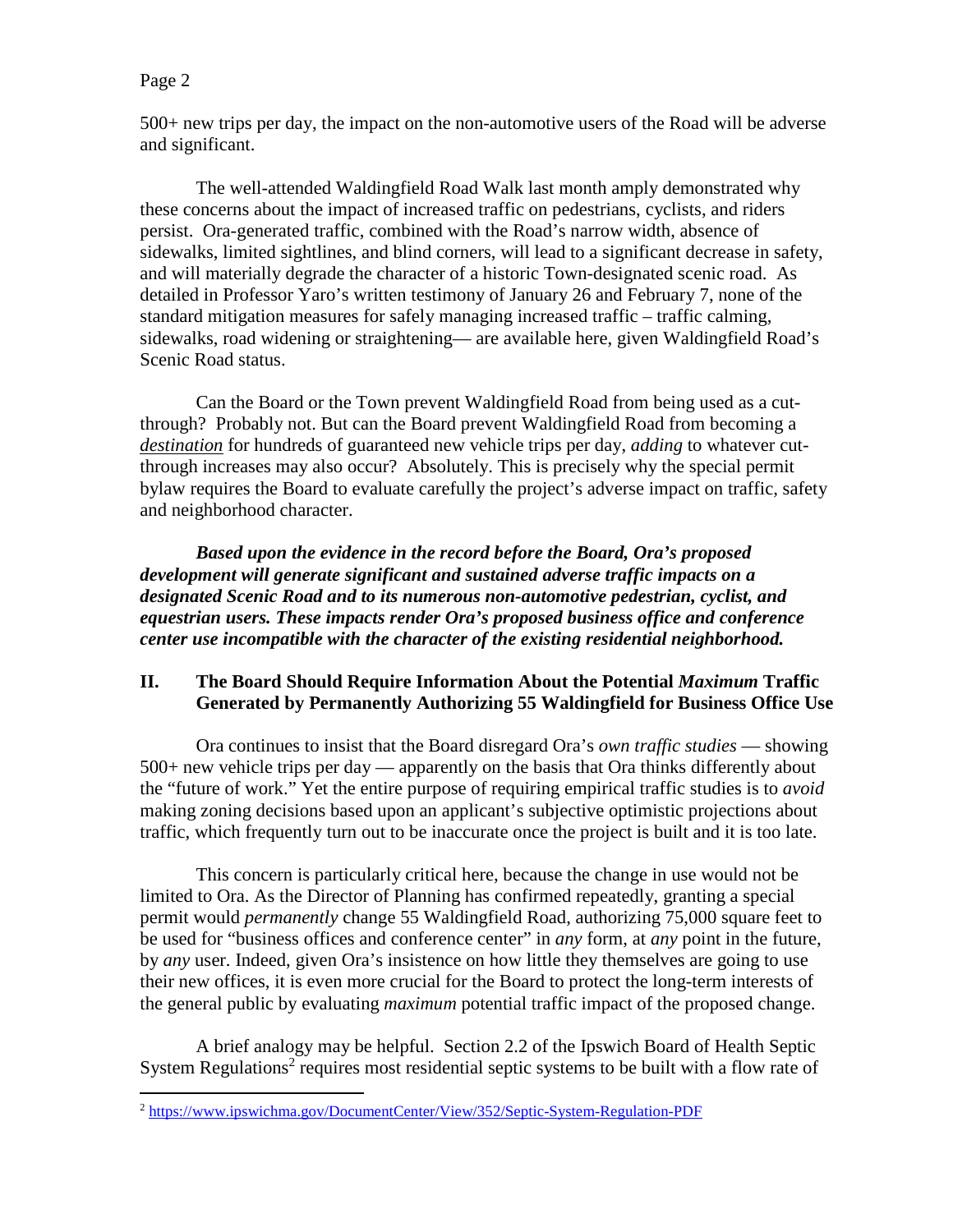500+ new trips per day, the impact on the non-automotive users of the Road will be adverse and significant.

The well-attended Waldingfield Road Walk last month amply demonstrated why these concerns about the impact of increased traffic on pedestrians, cyclists, and riders persist. Ora-generated traffic, combined with the Road's narrow width, absence of sidewalks, limited sightlines, and blind corners, will lead to a significant decrease in safety, and will materially degrade the character of a historic Town-designated scenic road. As detailed in Professor Yaro's written testimony of January 26 and February 7, none of the standard mitigation measures for safely managing increased traffic – traffic calming, sidewalks, road widening or straightening— are available here, given Waldingfield Road's Scenic Road status.

Can the Board or the Town prevent Waldingfield Road from being used as a cut-through? Probably not. But can the Board prevent Waldingfield Road from becoming a <u>*destination*</u> for hundreds of guaranteed new vehicle trips per day, *adding* to whatever cut-through increases may also occur? Absolutely. This is precisely why the special permit bylaw requires the Board to evaluate carefully the project's adverse impact on traffic, safety and neighborhood character.

***Based upon the evidence in the record before the Board, Ora's proposed development will generate significant and sustained adverse traffic impacts on a designated Scenic Road and to its numerous non-automotive pedestrian, cyclist, and equestrian users. These impacts render Ora's proposed business office and conference center use incompatible with the character of the existing residential neighborhood.***

## II. The Board Should Require Information About the Potential *Maximum* Traffic Generated by Permanently Authorizing 55 Waldingfield for Business Office Use

Ora continues to insist that the Board disregard Ora's *own traffic studies* — showing 500+ new vehicle trips per day — apparently on the basis that Ora thinks differently about the "future of work." Yet the entire purpose of requiring empirical traffic studies is to *avoid* making zoning decisions based upon an applicant's subjective optimistic projections about traffic, which frequently turn out to be inaccurate once the project is built and it is too late.

This concern is particularly critical here, because the change in use would not be limited to Ora. As the Director of Planning has confirmed repeatedly, granting a special permit would *permanently* change 55 Waldingfield Road, authorizing 75,000 square feet to be used for "business offices and conference center" in *any* form, at *any* point in the future, by *any* user. Indeed, given Ora's insistence on how little they themselves are going to use their new offices, it is even more crucial for the Board to protect the long-term interests of the general public by evaluating *maximum* potential traffic impact of the proposed change.

A brief analogy may be helpful. Section 2.2 of the Ipswich Board of Health Septic System Regulations[2] requires most residential septic systems to be built with a flow rate of

---

[2] https://www.ipswichma.gov/DocumentCenter/View/352/Septic-System-Regulation-PDF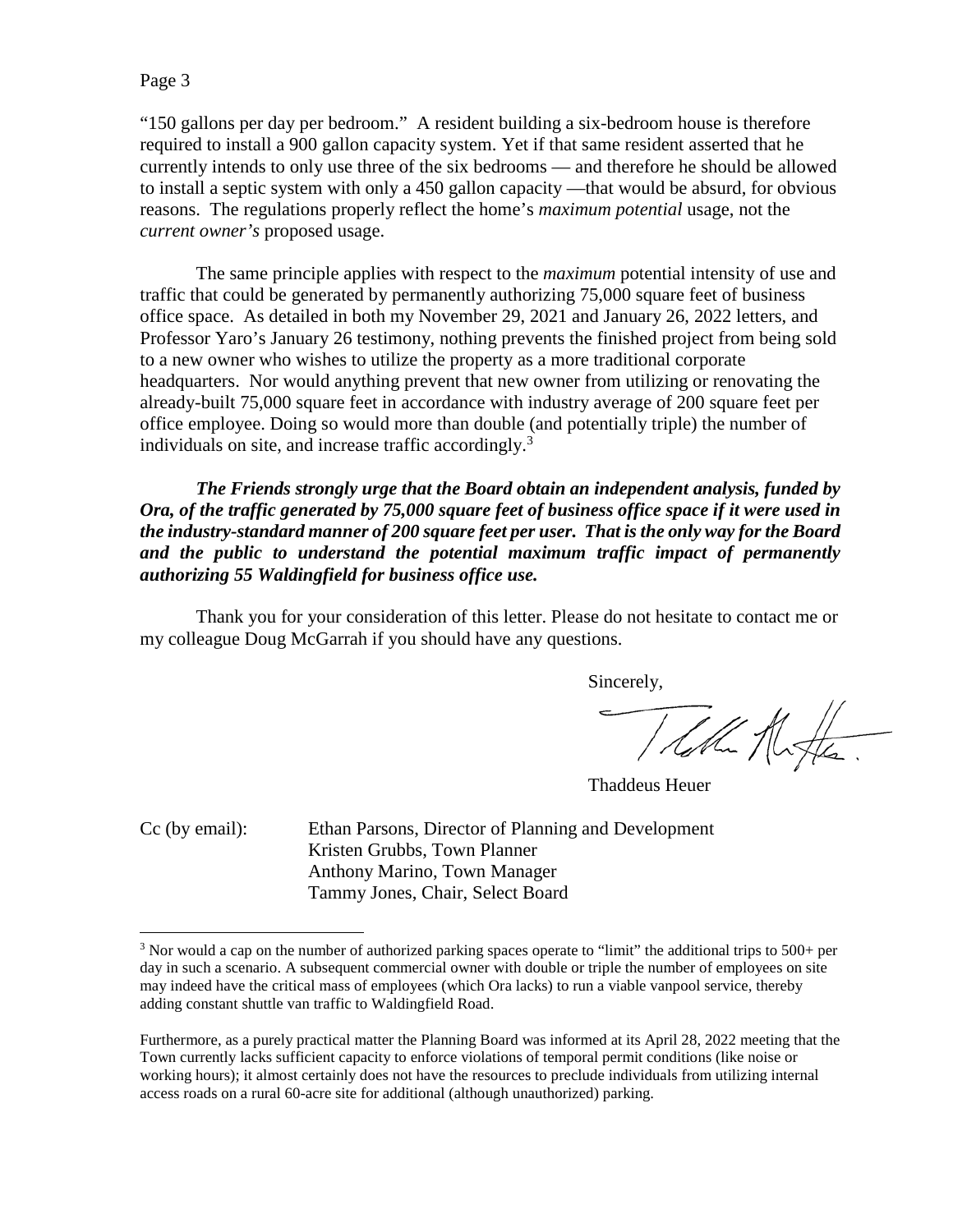"150 gallons per day per bedroom." A resident building a six-bedroom house is therefore required to install a 900 gallon capacity system. Yet if that same resident asserted that he currently intends to only use three of the six bedrooms — and therefore he should be allowed to install a septic system with only a 450 gallon capacity —that would be absurd, for obvious reasons. The regulations properly reflect the home's *maximum potential* usage, not the *current owner's* proposed usage.

The same principle applies with respect to the *maximum* potential intensity of use and traffic that could be generated by permanently authorizing 75,000 square feet of business office space. As detailed in both my November 29, 2021 and January 26, 2022 letters, and Professor Yaro's January 26 testimony, nothing prevents the finished project from being sold to a new owner who wishes to utilize the property as a more traditional corporate headquarters. Nor would anything prevent that new owner from utilizing or renovating the already-built 75,000 square feet in accordance with industry average of 200 square feet per office employee. Doing so would more than double (and potentially triple) the number of individuals on site, and increase traffic accordingly.[3]

***The Friends strongly urge that the Board obtain an independent analysis, funded by Ora, of the traffic generated by 75,000 square feet of business office space if it were used in the industry-standard manner of 200 square feet per user. That is the only way for the Board and the public to understand the potential maximum traffic impact of permanently authorizing 55 Waldingfield for business office use.***

Thank you for your consideration of this letter. Please do not hesitate to contact me or my colleague Doug McGarrah if you should have any questions.

Sincerely,

Thaddeus Heuer

Cc (by email): Ethan Parsons, Director of Planning and Development
Kristen Grubbs, Town Planner
Anthony Marino, Town Manager
Tammy Jones, Chair, Select Board

---

[3] Nor would a cap on the number of authorized parking spaces operate to "limit" the additional trips to 500+ per day in such a scenario. A subsequent commercial owner with double or triple the number of employees on site may indeed have the critical mass of employees (which Ora lacks) to run a viable vanpool service, thereby adding constant shuttle van traffic to Waldingfield Road.

Furthermore, as a purely practical matter the Planning Board was informed at its April 28, 2022 meeting that the Town currently lacks sufficient capacity to enforce violations of temporal permit conditions (like noise or working hours); it almost certainly does not have the resources to preclude individuals from utilizing internal access roads on a rural 60-acre site for additional (although unauthorized) parking.